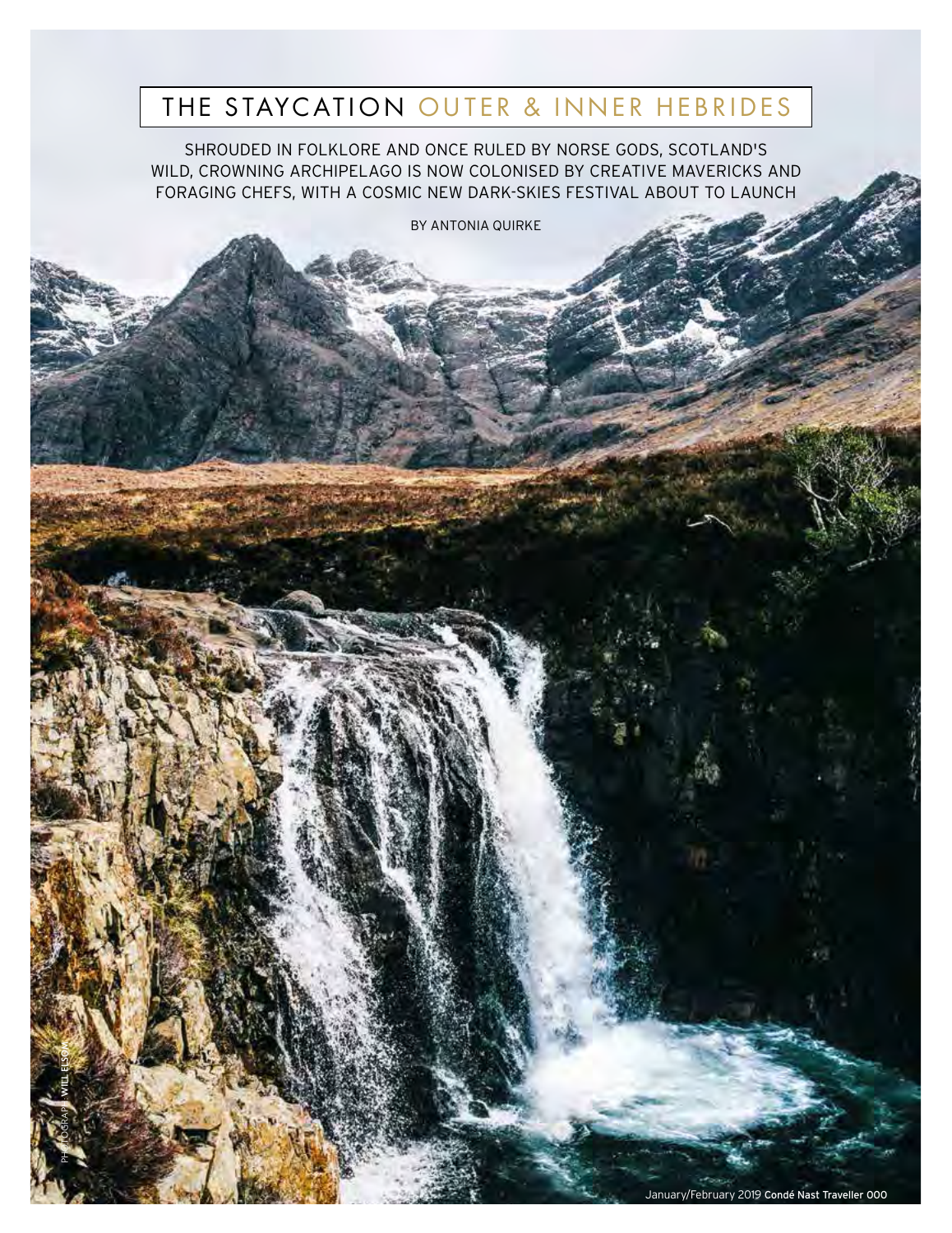# THE STAYCATION OUTER & INNER HEBRIDES

SHROUDED IN FOLKLORE AND ONCE RULED BY NORSE GODS, SCOTLAND'S WILD, CROWNING ARCHIPELAGO IS NOW COLONISED BY CREATIVE MAVERICKS AND FORAGING CHEFS, WITH A COSMIC NEW DARK-SKIES FESTIVAL ABOUT TO LAUNCH

BY ANTONIA QUIRKE

PHOTOGRAPH: WILL ELSOM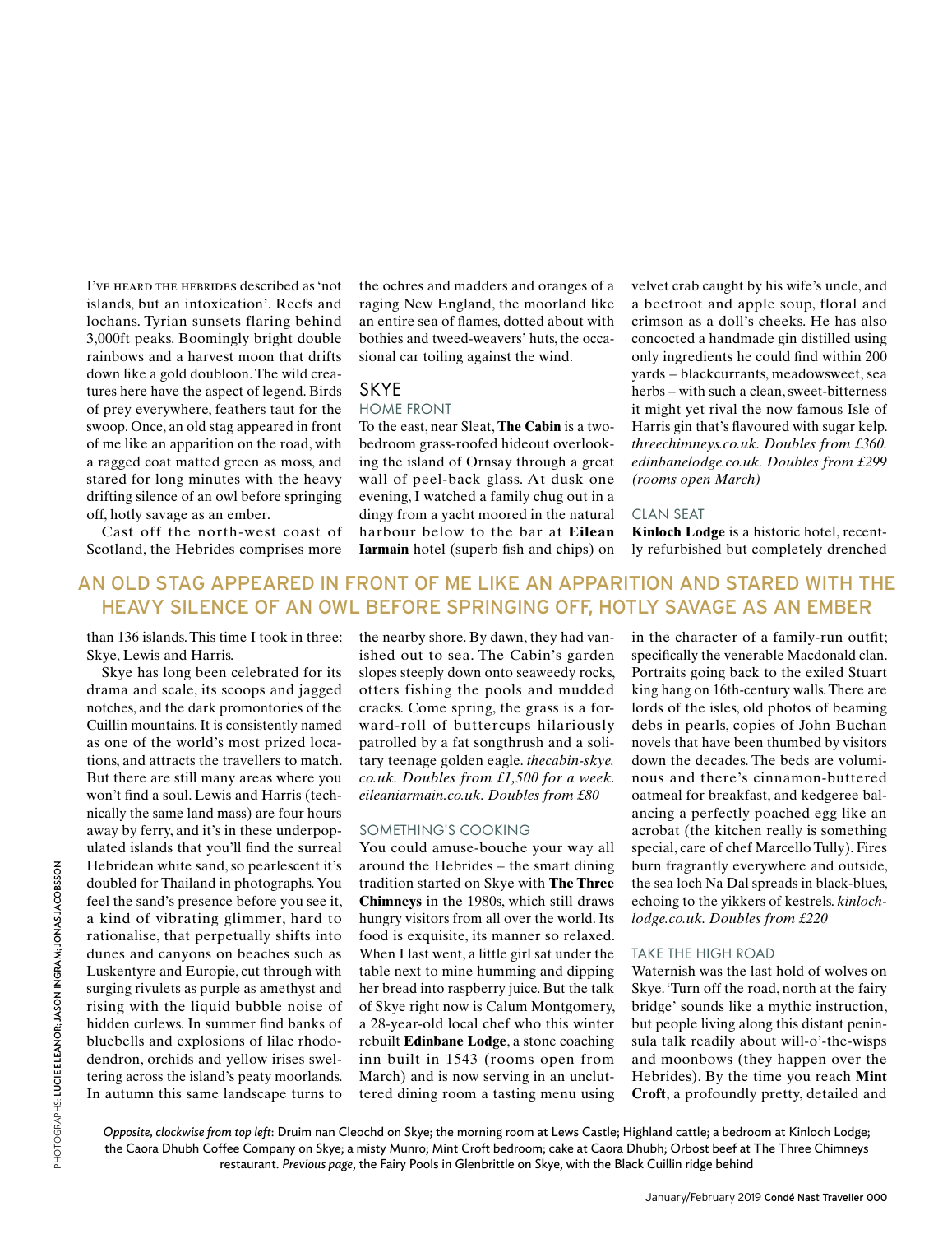I've heard the Hebrides described as 'not islands, but an intoxication'. Reefs and lochans. Tyrian sunsets flaring behind 3,000ft peaks. Boomingly bright double rainbows and a harvest moon that drifts down like a gold doubloon. The wild creatures here have the aspect of legend. Birds of prey everywhere, feathers taut for the swoop. Once, an old stag appeared in front of me like an apparition on the road, with a ragged coat matted green as moss, and stared for long minutes with the heavy drifting silence of an owl before springing off, hotly savage as an ember.

Cast off the north-west coast of Scotland, the Hebrides comprises more than 136 islands. This time I took in three: Skye, Lewis and Harris.

Skye has long been celebrated for its drama and scale, its scoops and jagged notches, and the dark promontories of the Cuillin mountains. It is consistently named as one of the world's most prized locations, and attracts the travellers to match. But there are still many areas where you won't find a soul. Lewis and Harris (technically the same land mass) are four hours away by ferry, and it's in these underpopulated islands that you'll find the surreal Hebridean white sand, so pearlescent it's doubled for Thailand in photographs. You feel the sand's presence before you see it, a kind of vibrating glimmer, hard to rationalise, that perpetually shifts into dunes and canyons on beaches such as Luskentyre and Europie, cut through with surging rivulets as purple as amethyst and rising with the liquid bubble noise of hidden curlews. In summer find banks of bluebells and explosions of lilac rhododendron, orchids and yellow irises sweltering across the island's peaty moorlands. In autumn this same landscape turns to the ochres and madders and oranges of a raging New England, the moorland like an entire sea of flames, dotted about with bothies and tweed-weavers' huts, the occasional car toiling against the wind.

## AN OLD STAG APPEARED IN FRONT OF ME LIKE AN APPARITION AND STARED WITH THE HEAVY SILENCE OF AN OWL BEFORE SPRINGING OFF, HOTLY SAVAGE AS AN EMBER

## SKYE

### HOME FRONT

To the east, near Sleat, **The Cabin** is a two-bedroom grass-roofed hideout overlooking the island of Ornsay through a great wall of peel-back glass. At dusk one evening, I watched a family chug out in a dingy from a yacht moored in the natural harbour below to the bar at **Eilean Iarmain** hotel (superb fish and chips) on the nearby shore. By dawn, they had vanished out to sea. The Cabin's garden slopes steeply down onto seaweedy rocks, otters fishing the pools and mudded cracks. Come spring, the grass is a forward-roll of buttercups hilariously patrolled by a fat songthrush and a solitary teenage golden eagle. *thecabin-skye.co.uk. Doubles from £1,500 for a week. eileaniarmain.co.uk. Doubles from £80*

### SOMETHING'S COOKING

You could amuse-bouche your way all around the Hebrides – the smart dining tradition started on Skye with **The Three Chimneys** in the 1980s, which still draws hungry visitors from all over the world. Its food is exquisite, its manner so relaxed. When I last went, a little girl sat under the table next to mine humming and dipping her bread into raspberry juice. But the talk of Skye right now is Calum Montgomery, a 28-year-old local chef who this winter rebuilt **Edinbane Lodge**, a stone coaching inn built in 1543 (rooms open from March) and is now serving in an uncluttered dining room a tasting menu using velvet crab caught by his wife's uncle, and a beetroot and apple soup, floral and crimson as a doll's cheeks. He has also concocted a handmade gin distilled using only ingredients he could find within 200 yards – blackcurrants, meadowsweet, sea herbs – with such a clean, sweet-bitterness it might yet rival the now famous Isle of Harris gin that's flavoured with sugar kelp. *threechimneys.co.uk. Doubles from £360. edinbanelodge.co.uk. Doubles from £299 (rooms open March)*

### CLAN SEAT

**Kinloch Lodge** is a historic hotel, recently refurbished but completely drenched in the character of a family-run outfit; specifically the venerable Macdonald clan. Portraits going back to the exiled Stuart king hang on 16th-century walls. There are lords of the isles, old photos of beaming debs in pearls, copies of John Buchan novels that have been thumbed by visitors down the decades. The beds are voluminous and there's cinnamon-buttered oatmeal for breakfast, and kedgeree balancing a perfectly poached egg like an acrobat (the kitchen really is something special, care of chef Marcello Tully). Fires burn fragrantly everywhere and outside, the sea loch Na Dal spreads in black-blues, echoing to the yikkers of kestrels. *kinloch-lodge.co.uk. Doubles from £220*

### TAKE THE HIGH ROAD

Waternish was the last hold of wolves on Skye. 'Turn off the road, north at the fairy bridge' sounds like a mythic instruction, but people living along this distant peninsula talk readily about will-o'-the-wisps and moonbows (they happen over the Hebrides). By the time you reach **Mint Croft**, a profoundly pretty, detailed and

*Opposite, clockwise from top left*: Druim nan Cleochd on Skye; the morning room at Lews Castle; Highland cattle; a bedroom at Kinloch Lodge; the Caora Dhubh Coffee Company on Skye; a misty Munro; Mint Croft bedroom; cake at Caora Dhubh; Orbost beef at The Three Chimneys restaurant. *Previous page*, the Fairy Pools in Glenbrittle on Skye, with the Black Cuillin ridge behind

PHOTOGRAPHS: LUCIE ELEANOR; JASON INGRAM; JONAS JACOBSSON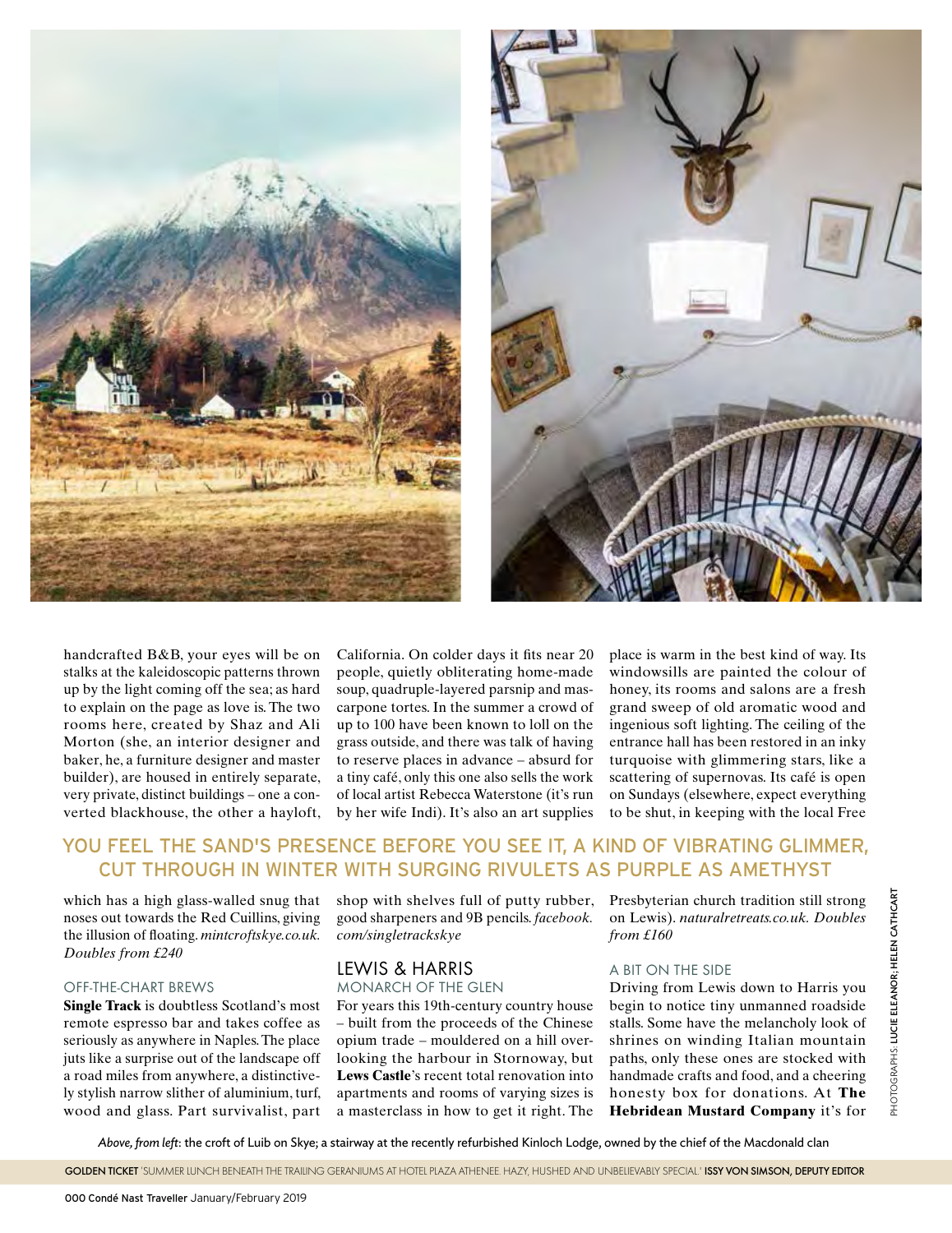handcrafted B&B, your eyes will be on stalks at the kaleidoscopic patterns thrown up by the light coming off the sea; as hard to explain on the page as love is. The two rooms here, created by Shaz and Ali Morton (she, an interior designer and baker, he, a furniture designer and master builder), are housed in entirely separate, very private, distinct buildings – one a converted blackhouse, the other a hayloft, which has a high glass-walled snug that noses out towards the Red Cuillins, giving the illusion of floating. *mintcroftskye.co.uk. Doubles from £240*

### OFF-THE-CHART BREWS

**Single Track** is doubtless Scotland's most remote espresso bar and takes coffee as seriously as anywhere in Naples. The place juts like a surprise out of the landscape off a road miles from anywhere, a distinctively stylish narrow slither of aluminium, turf, wood and glass. Part survivalist, part California. On colder days it fits near 20 people, quietly obliterating home-made soup, quadruple-layered parsnip and mascarpone tortes. In the summer a crowd of up to 100 have been known to loll on the grass outside, and there was talk of having to reserve places in advance – absurd for a tiny café, only this one also sells the work of local artist Rebecca Waterstone (it's run by her wife Indi). It's also an art supplies shop with shelves full of putty rubber, good sharpeners and 9B pencils. *facebook.com/singletrackskye*

**YOU FEEL THE SAND'S PRESENCE BEFORE YOU SEE IT, A KIND OF VIBRATING GLIMMER, CUT THROUGH IN WINTER WITH SURGING RIVULETS AS PURPLE AS AMETHYST**

## LEWIS & HARRIS

### MONARCH OF THE GLEN

For years this 19th-century country house – built from the proceeds of the Chinese opium trade – mouldered on a hill overlooking the harbour in Stornoway, but **Lews Castle**'s recent total renovation into apartments and rooms of varying sizes is a masterclass in how to get it right. The place is warm in the best kind of way. Its windowsills are painted the colour of honey, its rooms and salons are a fresh grand sweep of old aromatic wood and ingenious soft lighting. The ceiling of the entrance hall has been restored in an inky turquoise with glimmering stars, like a scattering of supernovas. Its café is open on Sundays (elsewhere, expect everything to be shut, in keeping with the local Free Presbyterian church tradition still strong on Lewis). *naturalretreats.co.uk. Doubles from £160*

### A BIT ON THE SIDE

Driving from Lewis down to Harris you begin to notice tiny unmanned roadside stalls. Some have the melancholy look of shrines on winding Italian mountain paths, only these ones are stocked with handmade crafts and food, and a cheering honesty box for donations. At **The Hebridean Mustard Company** it's for

*Above, from left*: the croft of Luib on Skye; a stairway at the recently refurbished Kinloch Lodge, owned by the chief of the Macdonald clan

PHOTOGRAPHS: **LUCIE ELEANOR; HELEN CATHCART**

**GOLDEN TICKET** 'SUMMER LUNCH BENEATH THE TRAILING GERANIUMS AT HOTEL PLAZA ATHENEE. HAZY, HUSHED AND UNBELIEVABLY SPECIAL.' **ISSY VON SIMSON, DEPUTY EDITOR**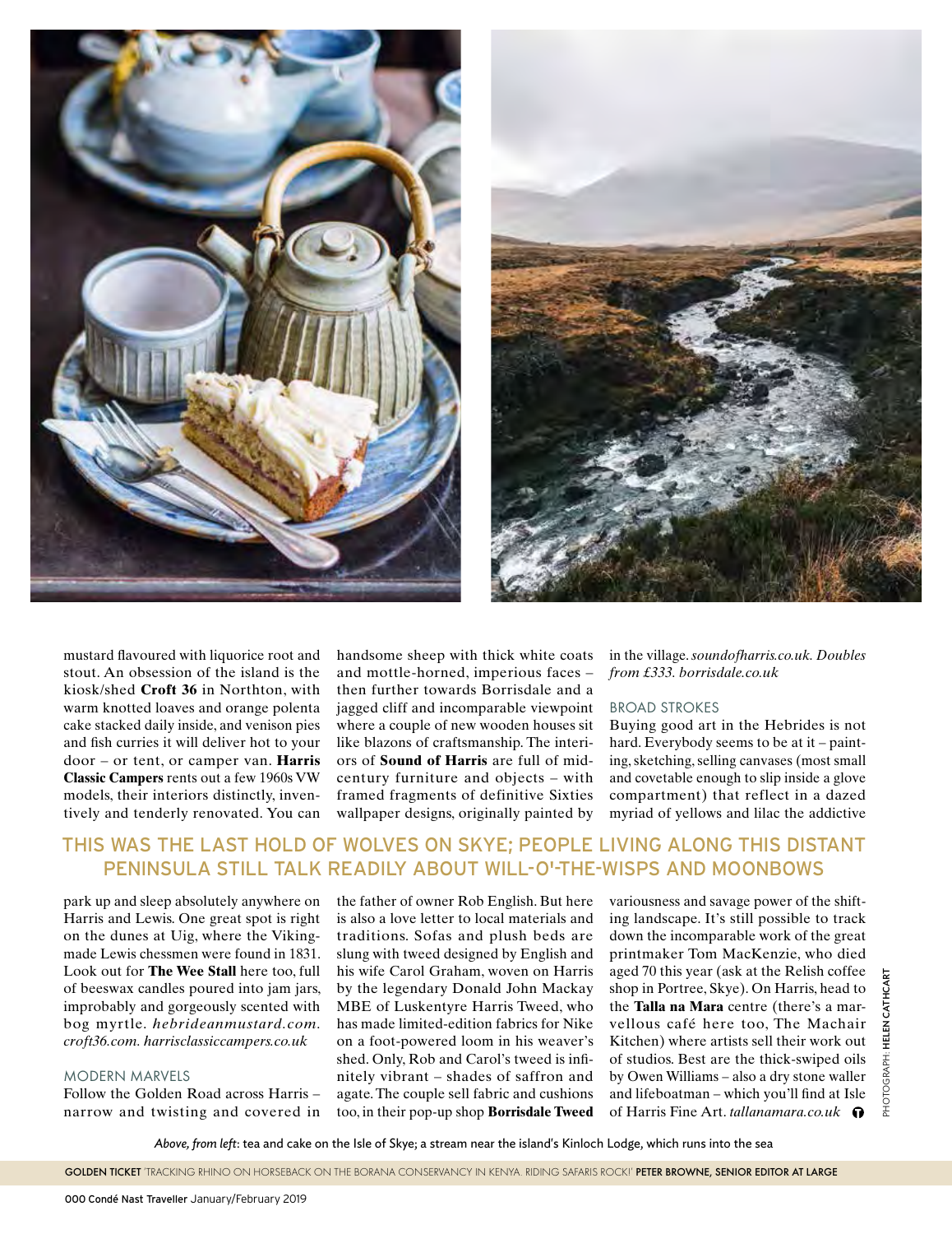mustard flavoured with liquorice root and stout. An obsession of the island is the kiosk/shed **Croft 36** in Northton, with warm knotted loaves and orange polenta cake stacked daily inside, and venison pies and fish curries it will deliver hot to your door – or tent, or camper van. **Harris Classic Campers** rents out a few 1960s VW models, their interiors distinctly, inventively and tenderly renovated. You can park up and sleep absolutely anywhere on Harris and Lewis. One great spot is right on the dunes at Uig, where the Viking-made Lewis chessmen were found in 1831. Look out for **The Wee Stall** here too, full of beeswax candles poured into jam jars, improbably and gorgeously scented with bog myrtle. *hebrideanmustard.com. croft36.com. harrisclassiccampers.co.uk*

### MODERN MARVELS

Follow the Golden Road across Harris – narrow and twisting and covered in handsome sheep with thick white coats and mottle-horned, imperious faces – then further towards Borrisdale and a jagged cliff and incomparable viewpoint where a couple of new wooden houses sit like blazons of craftsmanship. The interiors of **Sound of Harris** are full of mid-century furniture and objects – with framed fragments of definitive Sixties wallpaper designs, originally painted by the father of owner Rob English. But here is also a love letter to local materials and traditions. Sofas and plush beds are slung with tweed designed by English and his wife Carol Graham, woven on Harris by the legendary Donald John Mackay MBE of Luskentyre Harris Tweed, who has made limited-edition fabrics for Nike on a foot-powered loom in his weaver's shed. Only, Rob and Carol's tweed is infinitely vibrant – shades of saffron and agate. The couple sell fabric and cushions too, in their pop-up shop **Borrisdale Tweed** in the village. *soundofharris.co.uk. Doubles from £333. borrisdale.co.uk*

### BROAD STROKES

Buying good art in the Hebrides is not hard. Everybody seems to be at it – painting, sketching, selling canvases (most small and covetable enough to slip inside a glove compartment) that reflect in a dazed myriad of yellows and lilac the addictive variousness and savage power of the shifting landscape. It's still possible to track down the incomparable work of the great printmaker Tom MacKenzie, who died aged 70 this year (ask at the Relish coffee shop in Portree, Skye). On Harris, head to the **Talla na Mara** centre (there's a marvellous café here too, The Machair Kitchen) where artists sell their work out of studios. Best are the thick-swiped oils by Owen Williams – also a dry stone waller and lifeboatman – which you'll find at Isle of Harris Fine Art. *tallanamara.co.uk*

## THIS WAS THE LAST HOLD OF WOLVES ON SKYE; PEOPLE LIVING ALONG THIS DISTANT PENINSULA STILL TALK READILY ABOUT WILL-O'-THE-WISPS AND MOONBOWS

*Above, from left*: tea and cake on the Isle of Skye; a stream near the island's Kinloch Lodge, which runs into the sea

PHOTOGRAPH: HELEN CATHCART

**GOLDEN TICKET** 'TRACKING RHINO ON HORSEBACK ON THE BORANA CONSERVANCY IN KENYA. RIDING SAFARIS ROCK!' **PETER BROWNE, SENIOR EDITOR AT LARGE**